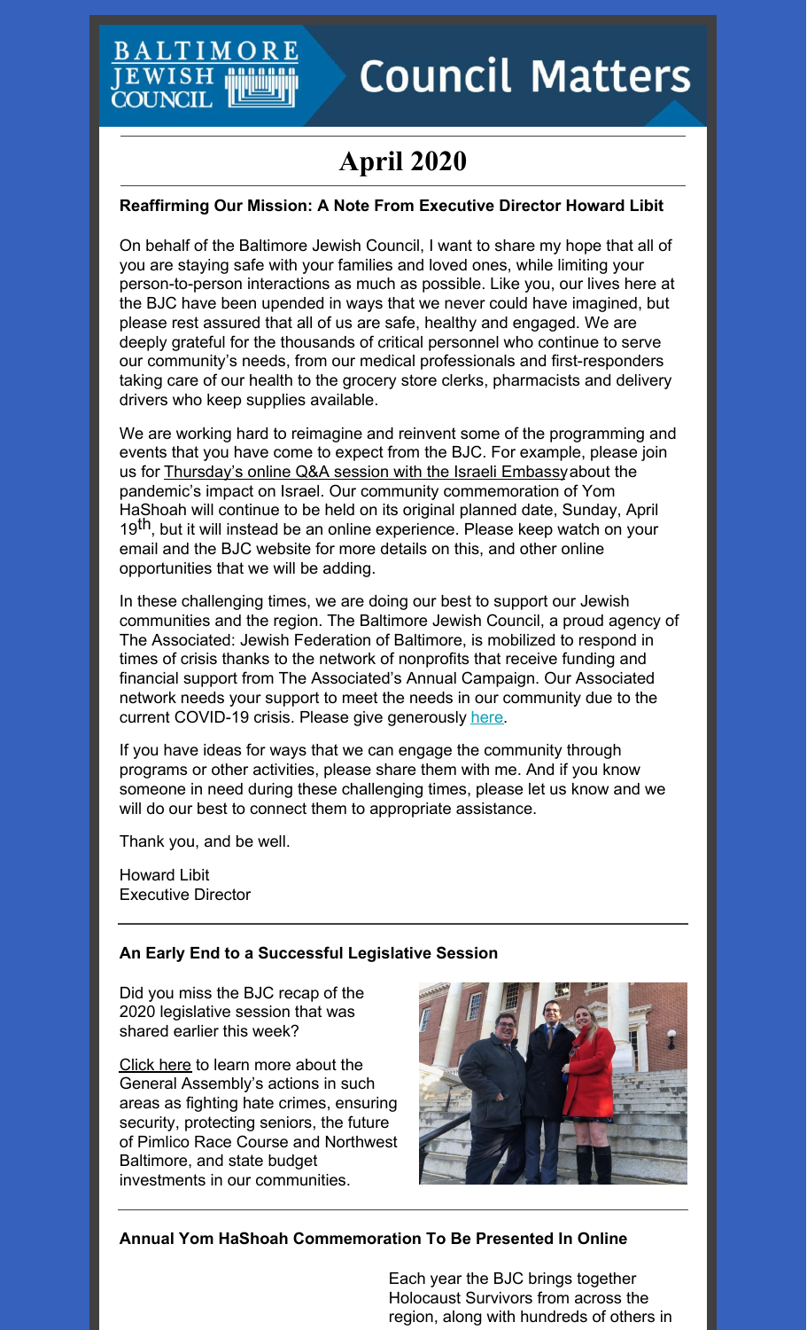# Council Matters

## April 2020

### Reaffirming Our Mission: A Note From Executive Director Howard Libit

On behalf of the Baltimore Jewish Council, I want to share my hope that all of you are staying safe with your families and loved ones, while limiting your person-to-person interactions as much as possible. Like you, our lives here at the BJC have been upended in ways that we never could have imagined, but please rest assured that all of us are safe, healthy and engaged. We are deeply grateful for the thousands of critical personnel who continue to serve our community's needs, from our medical professionals and first-responders taking care of our health to the grocery store clerks, pharmacists and delivery drivers who keep supplies available.

We are working hard to reimagine and reinvent some of the programming and events that you have come to expect from the BJC. For example, please join us for Thursday's online Q&A session with the Israeli Embassy about the pandemic's impact on Israel. Our community commemoration of Yom HaShoah will continue to be held on its original planned date, Sunday, April 19th, but it will instead be an online experience. Please keep watch on your email and the BJC website for more details on this, and other online opportunities that we will be adding.

In these challenging times, we are doing our best to support our Jewish communities and the region. The Baltimore Jewish Council, a proud agency of The Associated: Jewish Federation of Baltimore, is mobilized to respond in times of crisis thanks to the network of nonprofits that receive funding and financial support from The Associated's Annual Campaign. Our Associated network needs your support to meet the needs in our community due to the current COVID-19 crisis. Please give generously here.

If you have ideas for ways that we can engage the community through programs or other activities, please share them with me. And if you know someone in need during these challenging times, please let us know and we will do our best to connect them to appropriate assistance.

Thank you, and be well.

Howard Libit
Executive Director

### An Early End to a Successful Legislative Session

Did you miss the BJC recap of the 2020 legislative session that was shared earlier this week?

Click here to learn more about the General Assembly's actions in such areas as fighting hate crimes, ensuring security, protecting seniors, the future of Pimlico Race Course and Northwest Baltimore, and state budget investments in our communities.

### Annual Yom HaShoah Commemoration To Be Presented In Online

Each year the BJC brings together Holocaust Survivors from across the region, along with hundreds of others in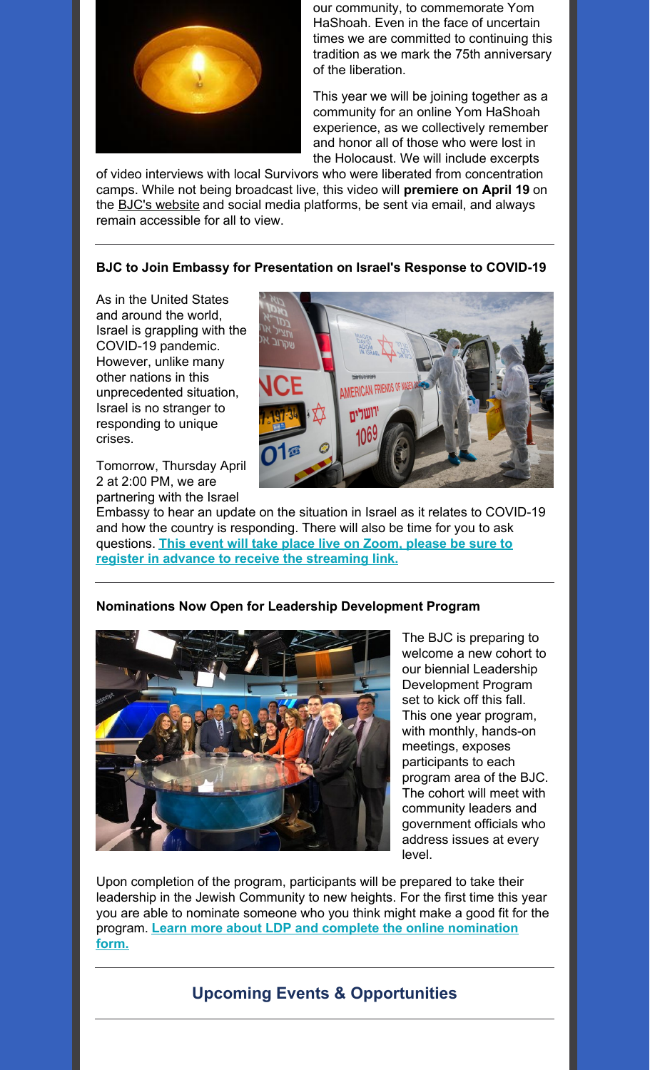our community, to commemorate Yom HaShoah. Even in the face of uncertain times we are committed to continuing this tradition as we mark the 75th anniversary of the liberation.

This year we will be joining together as a community for an online Yom HaShoah experience, as we collectively remember and honor all of those who were lost in the Holocaust. We will include excerpts of video interviews with local Survivors who were liberated from concentration camps. While not being broadcast live, this video will **premiere on April 19** on the BJC's website and social media platforms, be sent via email, and always remain accessible for all to view.

---

**BJC to Join Embassy for Presentation on Israel's Response to COVID-19**

As in the United States and around the world, Israel is grappling with the COVID-19 pandemic. However, unlike many other nations in this unprecedented situation, Israel is no stranger to responding to unique crises.

Tomorrow, Thursday April 2 at 2:00 PM, we are partnering with the Israel Embassy to hear an update on the situation in Israel as it relates to COVID-19 and how the country is responding. There will also be time for you to ask questions. **This event will take place live on Zoom, please be sure to register in advance to receive the streaming link.**

---

**Nominations Now Open for Leadership Development Program**

The BJC is preparing to welcome a new cohort to our biennial Leadership Development Program set to kick off this fall. This one year program, with monthly, hands-on meetings, exposes participants to each program area of the BJC. The cohort will meet with community leaders and government officials who address issues at every level.

Upon completion of the program, participants will be prepared to take their leadership in the Jewish Community to new heights. For the first time this year you are able to nominate someone who you think might make a good fit for the program. **Learn more about LDP and complete the online nomination form.**

---

## Upcoming Events & Opportunities

---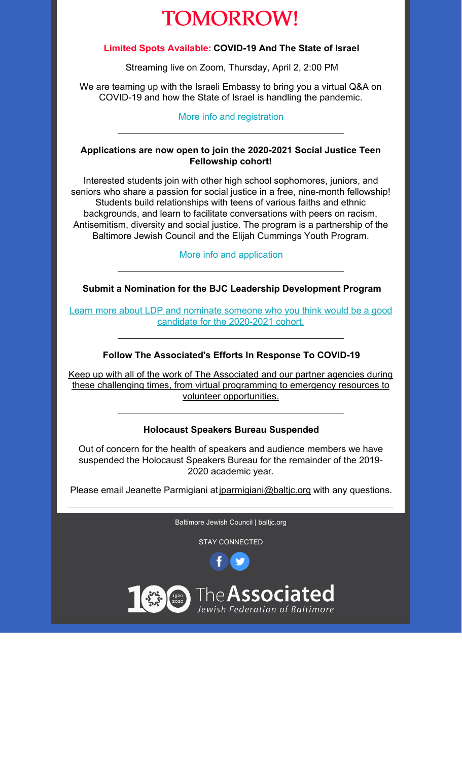# TOMORROW!

**Limited Spots Available: COVID-19 And The State of Israel**

Streaming live on Zoom, Thursday, April 2, 2:00 PM

We are teaming up with the Israeli Embassy to bring you a virtual Q&A on COVID-19 and how the State of Israel is handling the pandemic.

More info and registration

---

**Applications are now open to join the 2020-2021 Social Justice Teen Fellowship cohort!**

Interested students join with other high school sophomores, juniors, and seniors who share a passion for social justice in a free, nine-month fellowship! Students build relationships with teens of various faiths and ethnic backgrounds, and learn to facilitate conversations with peers on racism, Antisemitism, diversity and social justice. The program is a partnership of the Baltimore Jewish Council and the Elijah Cummings Youth Program.

More info and application

---

**Submit a Nomination for the BJC Leadership Development Program**

Learn more about LDP and nominate someone who you think would be a good candidate for the 2020-2021 cohort.

---

**Follow The Associated's Efforts In Response To COVID-19**

Keep up with all of the work of The Associated and our partner agencies during these challenging times, from virtual programming to emergency resources to volunteer opportunities.

---

**Holocaust Speakers Bureau Suspended**

Out of concern for the health of speakers and audience members we have suspended the Holocaust Speakers Bureau for the remainder of the 2019-2020 academic year.

Please email Jeanette Parmigiani at jparmigiani@baltjc.org with any questions.

---

Baltimore Jewish Council | baltjc.org

STAY CONNECTED

100 1920 2020 The Associated Jewish Federation of Baltimore